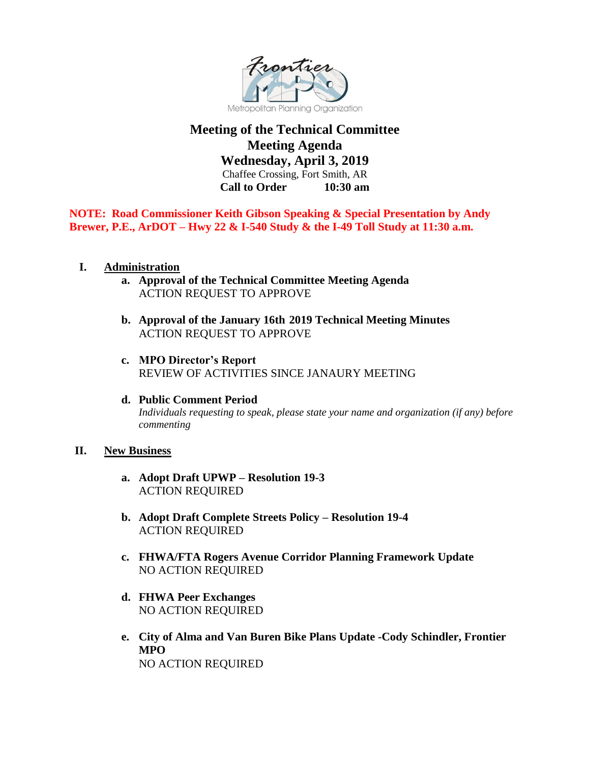Frontier MPO
Metropolitan Planning Organization

# Meeting of the Technical Committee
## Meeting Agenda
## Wednesday, April 3, 2019

Chaffee Crossing, Fort Smith, AR

**Call to Order 10:30 am**

**NOTE: Road Commissioner Keith Gibson Speaking & Special Presentation by Andy Brewer, P.E., ArDOT – Hwy 22 & I-540 Study & the I-49 Toll Study at 11:30 a.m.**

**I. Administration**

a. **Approval of the Technical Committee Meeting Agenda**
ACTION REQUEST TO APPROVE

b. **Approval of the January 16th 2019 Technical Meeting Minutes**
ACTION REQUEST TO APPROVE

c. **MPO Director's Report**
REVIEW OF ACTIVITIES SINCE JANAURY MEETING

d. **Public Comment Period**
*Individuals requesting to speak, please state your name and organization (if any) before commenting*

**II. New Business**

a. **Adopt Draft UPWP – Resolution 19-3**
ACTION REQUIRED

b. **Adopt Draft Complete Streets Policy – Resolution 19-4**
ACTION REQUIRED

c. **FHWA/FTA Rogers Avenue Corridor Planning Framework Update**
NO ACTION REQUIRED

d. **FHWA Peer Exchanges**
NO ACTION REQUIRED

e. **City of Alma and Van Buren Bike Plans Update -Cody Schindler, Frontier MPO**
NO ACTION REQUIRED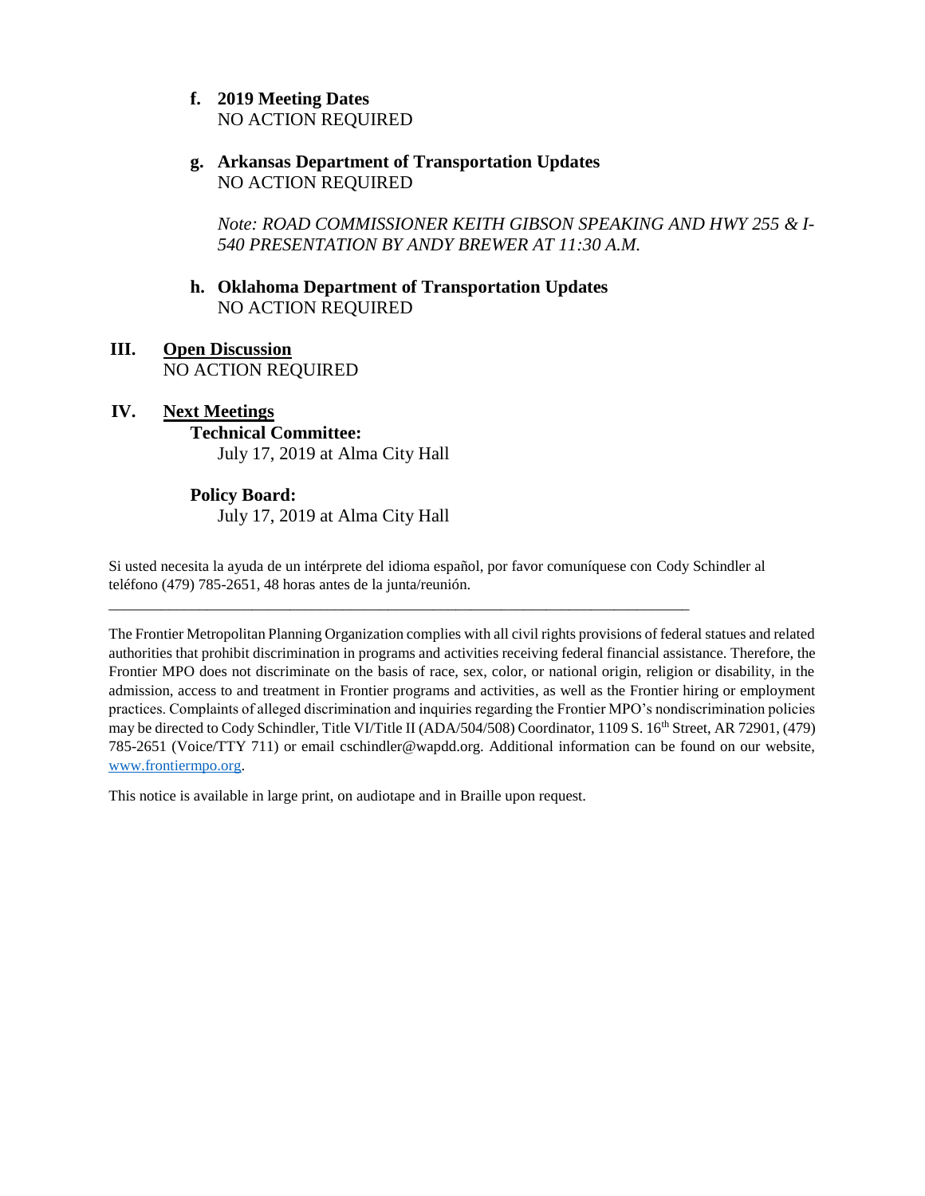**f. 2019 Meeting Dates**
NO ACTION REQUIRED

**g. Arkansas Department of Transportation Updates**
NO ACTION REQUIRED

*Note: ROAD COMMISSIONER KEITH GIBSON SPEAKING AND HWY 255 & I-540 PRESENTATION BY ANDY BREWER AT 11:30 A.M.*

**h. Oklahoma Department of Transportation Updates**
NO ACTION REQUIRED

## III. Open Discussion

NO ACTION REQUIRED

## IV. Next Meetings

**Technical Committee:**
July 17, 2019 at Alma City Hall

**Policy Board:**
July 17, 2019 at Alma City Hall

Si usted necesita la ayuda de un intérprete del idioma español, por favor comuníquese con Cody Schindler al teléfono (479) 785-2651, 48 horas antes de la junta/reunión.

---

The Frontier Metropolitan Planning Organization complies with all civil rights provisions of federal statues and related authorities that prohibit discrimination in programs and activities receiving federal financial assistance. Therefore, the Frontier MPO does not discriminate on the basis of race, sex, color, or national origin, religion or disability, in the admission, access to and treatment in Frontier programs and activities, as well as the Frontier hiring or employment practices. Complaints of alleged discrimination and inquiries regarding the Frontier MPO's nondiscrimination policies may be directed to Cody Schindler, Title VI/Title II (ADA/504/508) Coordinator, 1109 S. 16th Street, AR 72901, (479) 785-2651 (Voice/TTY 711) or email cschindler@wapdd.org. Additional information can be found on our website, www.frontiermpo.org.

This notice is available in large print, on audiotape and in Braille upon request.